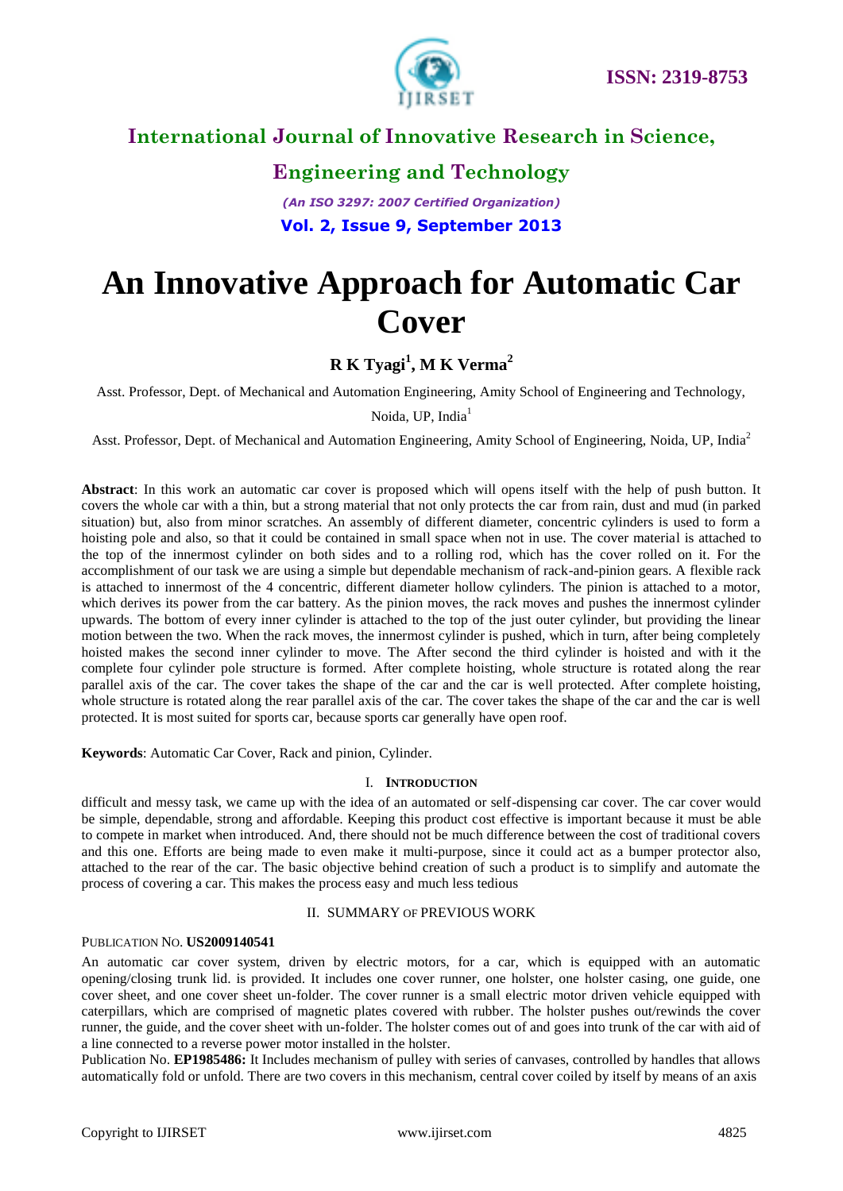# An Innovative Approach for Automatic Car Cover

**R K Tyagi[1], M K Verma[2]**

Asst. Professor, Dept. of Mechanical and Automation Engineering, Amity School of Engineering and Technology, Noida, UP, India[1]

Asst. Professor, Dept. of Mechanical and Automation Engineering, Amity School of Engineering, Noida, UP, India[2]

**Abstract**: In this work an automatic car cover is proposed which will opens itself with the help of push button. It covers the whole car with a thin, but a strong material that not only protects the car from rain, dust and mud (in parked situation) but, also from minor scratches. An assembly of different diameter, concentric cylinders is used to form a hoisting pole and also, so that it could be contained in small space when not in use. The cover material is attached to the top of the innermost cylinder on both sides and to a rolling rod, which has the cover rolled on it. For the accomplishment of our task we are using a simple but dependable mechanism of rack-and-pinion gears. A flexible rack is attached to innermost of the 4 concentric, different diameter hollow cylinders. The pinion is attached to a motor, which derives its power from the car battery. As the pinion moves, the rack moves and pushes the innermost cylinder upwards. The bottom of every inner cylinder is attached to the top of the just outer cylinder, but providing the linear motion between the two. When the rack moves, the innermost cylinder is pushed, which in turn, after being completely hoisted makes the second inner cylinder to move. The After second the third cylinder is hoisted and with it the complete four cylinder pole structure is formed. After complete hoisting, whole structure is rotated along the rear parallel axis of the car. The cover takes the shape of the car and the car is well protected. After complete hoisting, whole structure is rotated along the rear parallel axis of the car. The cover takes the shape of the car and the car is well protected. It is most suited for sports car, because sports car generally have open roof.

**Keywords**: Automatic Car Cover, Rack and pinion, Cylinder.

## I. Introduction

difficult and messy task, we came up with the idea of an automated or self-dispensing car cover. The car cover would be simple, dependable, strong and affordable. Keeping this product cost effective is important because it must be able to compete in market when introduced. And, there should not be much difference between the cost of traditional covers and this one. Efforts are being made to even make it multi-purpose, since it could act as a bumper protector also, attached to the rear of the car. The basic objective behind creation of such a product is to simplify and automate the process of covering a car. This makes the process easy and much less tedious

## II. Summary of Previous Work

Publication No. **US2009140541**

An automatic car cover system, driven by electric motors, for a car, which is equipped with an automatic opening/closing trunk lid. is provided. It includes one cover runner, one holster, one holster casing, one guide, one cover sheet, and one cover sheet un-folder. The cover runner is a small electric motor driven vehicle equipped with caterpillars, which are comprised of magnetic plates covered with rubber. The holster pushes out/rewinds the cover runner, the guide, and the cover sheet with un-folder. The holster comes out of and goes into trunk of the car with aid of a line connected to a reverse power motor installed in the holster.

Publication No. **EP1985486:** It Includes mechanism of pulley with series of canvases, controlled by handles that allows automatically fold or unfold. There are two covers in this mechanism, central cover coiled by itself by means of an axis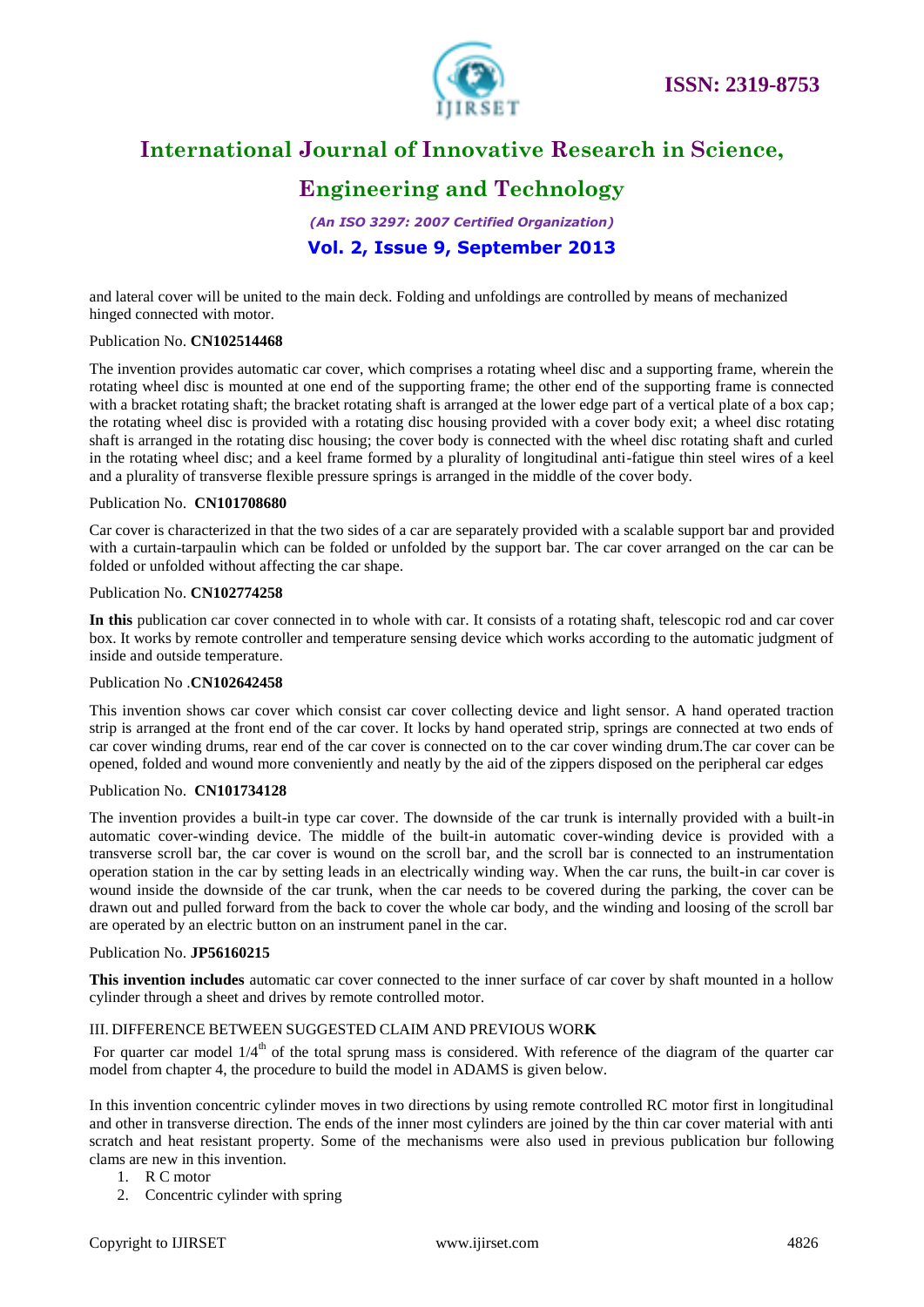and lateral cover will be united to the main deck. Folding and unfoldings are controlled by means of mechanized hinged connected with motor.

Publication No. **CN102514468**

The invention provides automatic car cover, which comprises a rotating wheel disc and a supporting frame, wherein the rotating wheel disc is mounted at one end of the supporting frame; the other end of the supporting frame is connected with a bracket rotating shaft; the bracket rotating shaft is arranged at the lower edge part of a vertical plate of a box cap; the rotating wheel disc is provided with a rotating disc housing provided with a cover body exit; a wheel disc rotating shaft is arranged in the rotating disc housing; the cover body is connected with the wheel disc rotating shaft and curled in the rotating wheel disc; and a keel frame formed by a plurality of longitudinal anti-fatigue thin steel wires of a keel and a plurality of transverse flexible pressure springs is arranged in the middle of the cover body.

Publication No. **CN101708680**

Car cover is characterized in that the two sides of a car are separately provided with a scalable support bar and provided with a curtain-tarpaulin which can be folded or unfolded by the support bar. The car cover arranged on the car can be folded or unfolded without affecting the car shape.

Publication No. **CN102774258**

**In this** publication car cover connected in to whole with car. It consists of a rotating shaft, telescopic rod and car cover box. It works by remote controller and temperature sensing device which works according to the automatic judgment of inside and outside temperature.

Publication No .**CN102642458**

This invention shows car cover which consist car cover collecting device and light sensor. A hand operated traction strip is arranged at the front end of the car cover. It locks by hand operated strip, springs are connected at two ends of car cover winding drums, rear end of the car cover is connected on to the car cover winding drum.The car cover can be opened, folded and wound more conveniently and neatly by the aid of the zippers disposed on the peripheral car edges

Publication No. **CN101734128**

The invention provides a built-in type car cover. The downside of the car trunk is internally provided with a built-in automatic cover-winding device. The middle of the built-in automatic cover-winding device is provided with a transverse scroll bar, the car cover is wound on the scroll bar, and the scroll bar is connected to an instrumentation operation station in the car by setting leads in an electrically winding way. When the car runs, the built-in car cover is wound inside the downside of the car trunk, when the car needs to be covered during the parking, the cover can be drawn out and pulled forward from the back to cover the whole car body, and the winding and loosing of the scroll bar are operated by an electric button on an instrument panel in the car.

Publication No. **JP56160215**

**This invention includes** automatic car cover connected to the inner surface of car cover by shaft mounted in a hollow cylinder through a sheet and drives by remote controlled motor.

## III. DIFFERENCE BETWEEN SUGGESTED CLAIM AND PREVIOUS WOR**K**

For quarter car model $1/4^{th}$ of the total sprung mass is considered. With reference of the diagram of the quarter car model from chapter 4, the procedure to build the model in ADAMS is given below.

In this invention concentric cylinder moves in two directions by using remote controlled RC motor first in longitudinal and other in transverse direction. The ends of the inner most cylinders are joined by the thin car cover material with anti scratch and heat resistant property. Some of the mechanisms were also used in previous publication bur following clams are new in this invention.

1. R C motor
2. Concentric cylinder with spring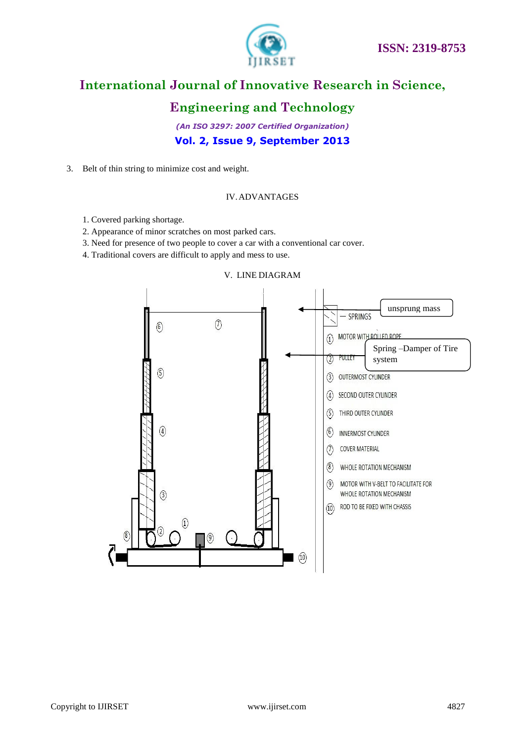3. Belt of thin string to minimize cost and weight.

## IV. ADVANTAGES

1. Covered parking shortage.
2. Appearance of minor scratches on most parked cars.
3. Need for presence of two people to cover a car with a conventional car cover.
4. Traditional covers are difficult to apply and mess to use.

## V. LINE DIAGRAM

unsprung mass

SPRINGS

Spring –Damper of Tire system

1. MOTOR WITH ROLLED ROPE
2. PULLEY
3. OUTERMOST CYLINDER
4. SECOND OUTER CYLINDER
5. THIRD OUTER CYLINDER
6. INNERMOST CYLINDER
7. COVER MATERIAL
8. WHOLE ROTATION MECHANISM
9. MOTOR WITH V-BELT TO FACILITATE FOR WHOLE ROTATION MECHANISM
10. ROD TO BE FIXED WITH CHASSIS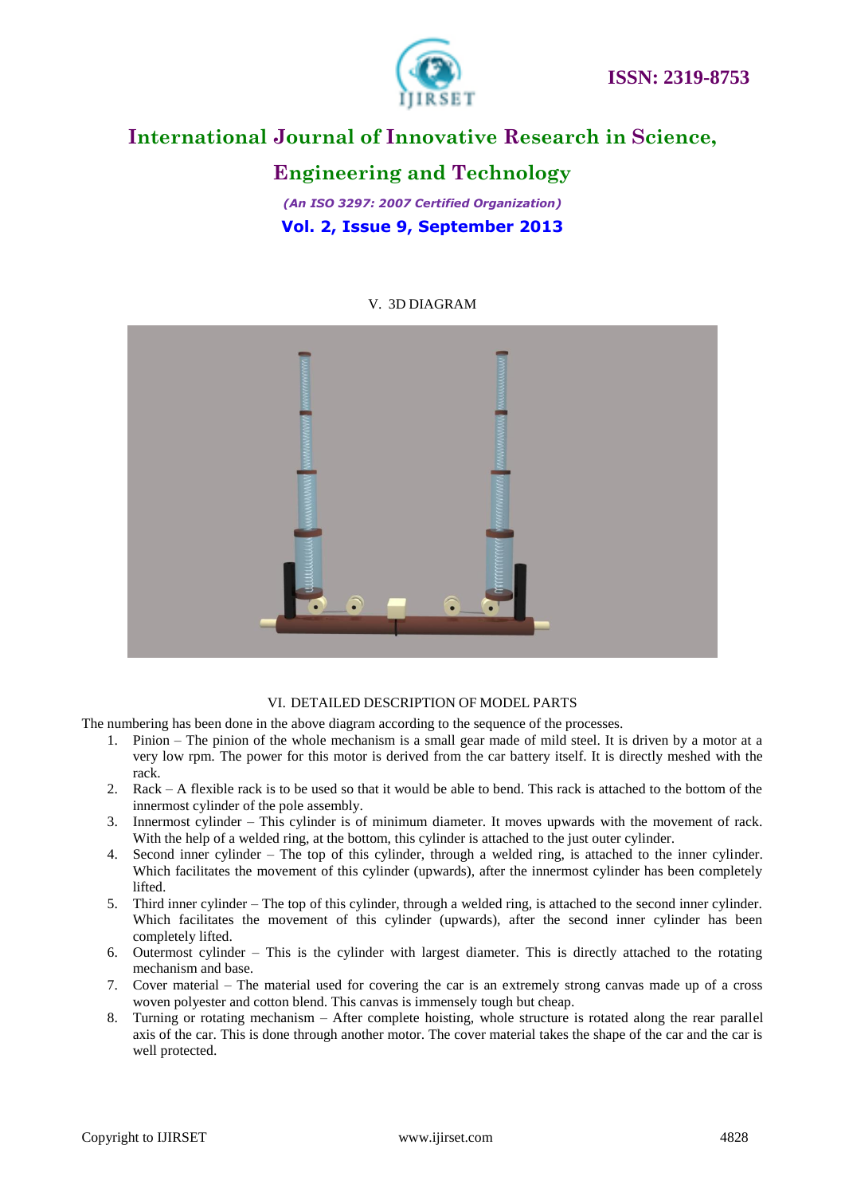## V. 3D DIAGRAM

## VI. DETAILED DESCRIPTION OF MODEL PARTS

The numbering has been done in the above diagram according to the sequence of the processes.

1. Pinion – The pinion of the whole mechanism is a small gear made of mild steel. It is driven by a motor at a very low rpm. The power for this motor is derived from the car battery itself. It is directly meshed with the rack.
2. Rack – A flexible rack is to be used so that it would be able to bend. This rack is attached to the bottom of the innermost cylinder of the pole assembly.
3. Innermost cylinder – This cylinder is of minimum diameter. It moves upwards with the movement of rack. With the help of a welded ring, at the bottom, this cylinder is attached to the just outer cylinder.
4. Second inner cylinder – The top of this cylinder, through a welded ring, is attached to the inner cylinder. Which facilitates the movement of this cylinder (upwards), after the innermost cylinder has been completely lifted.
5. Third inner cylinder – The top of this cylinder, through a welded ring, is attached to the second inner cylinder. Which facilitates the movement of this cylinder (upwards), after the second inner cylinder has been completely lifted.
6. Outermost cylinder – This is the cylinder with largest diameter. This is directly attached to the rotating mechanism and base.
7. Cover material – The material used for covering the car is an extremely strong canvas made up of a cross woven polyester and cotton blend. This canvas is immensely tough but cheap.
8. Turning or rotating mechanism – After complete hoisting, whole structure is rotated along the rear parallel axis of the car. This is done through another motor. The cover material takes the shape of the car and the car is well protected.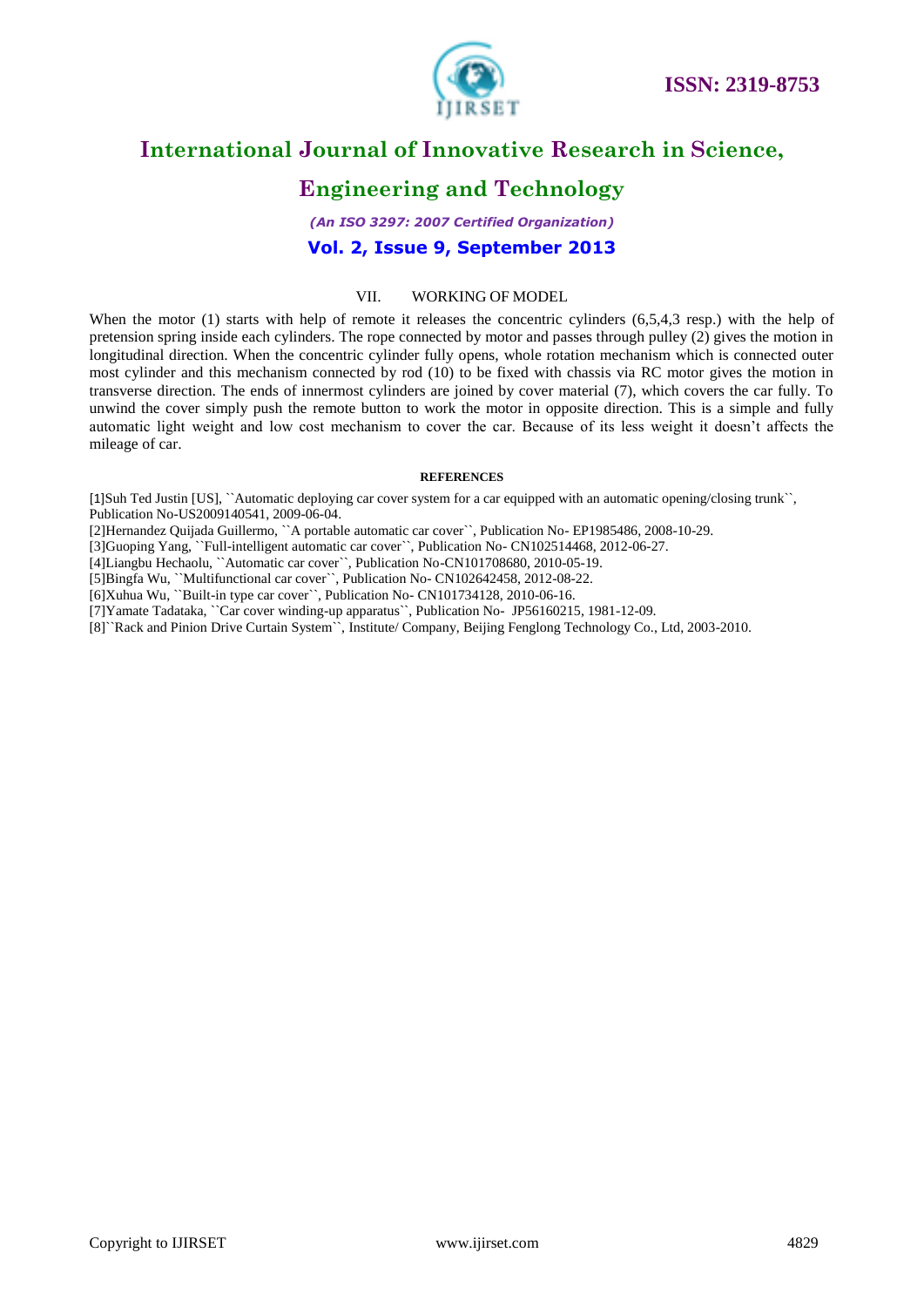## VII. WORKING OF MODEL

When the motor (1) starts with help of remote it releases the concentric cylinders (6,5,4,3 resp.) with the help of pretension spring inside each cylinders. The rope connected by motor and passes through pulley (2) gives the motion in longitudinal direction. When the concentric cylinder fully opens, whole rotation mechanism which is connected outer most cylinder and this mechanism connected by rod (10) to be fixed with chassis via RC motor gives the motion in transverse direction. The ends of innermost cylinders are joined by cover material (7), which covers the car fully. To unwind the cover simply push the remote button to work the motor in opposite direction. This is a simple and fully automatic light weight and low cost mechanism to cover the car. Because of its less weight it doesn't affects the mileage of car.

## REFERENCES

[1]Suh Ted Justin [US], ``Automatic deploying car cover system for a car equipped with an automatic opening/closing trunk``, Publication No-US2009140541, 2009-06-04.

[2]Hernandez Quijada Guillermo, ``A portable automatic car cover``, Publication No- EP1985486, 2008-10-29.

[3]Guoping Yang, ``Full-intelligent automatic car cover``, Publication No- CN102514468, 2012-06-27.

[4]Liangbu Hechaolu, ``Automatic car cover``, Publication No-CN101708680, 2010-05-19.

[5]Bingfa Wu, ``Multifunctional car cover``, Publication No- CN102642458, 2012-08-22.

[6]Xuhua Wu, ``Built-in type car cover``, Publication No- CN101734128, 2010-06-16.

[7]Yamate Tadataka, ``Car cover winding-up apparatus``, Publication No- JP56160215, 1981-12-09.

[8]``Rack and Pinion Drive Curtain System``, Institute/ Company, Beijing Fenglong Technology Co., Ltd, 2003-2010.